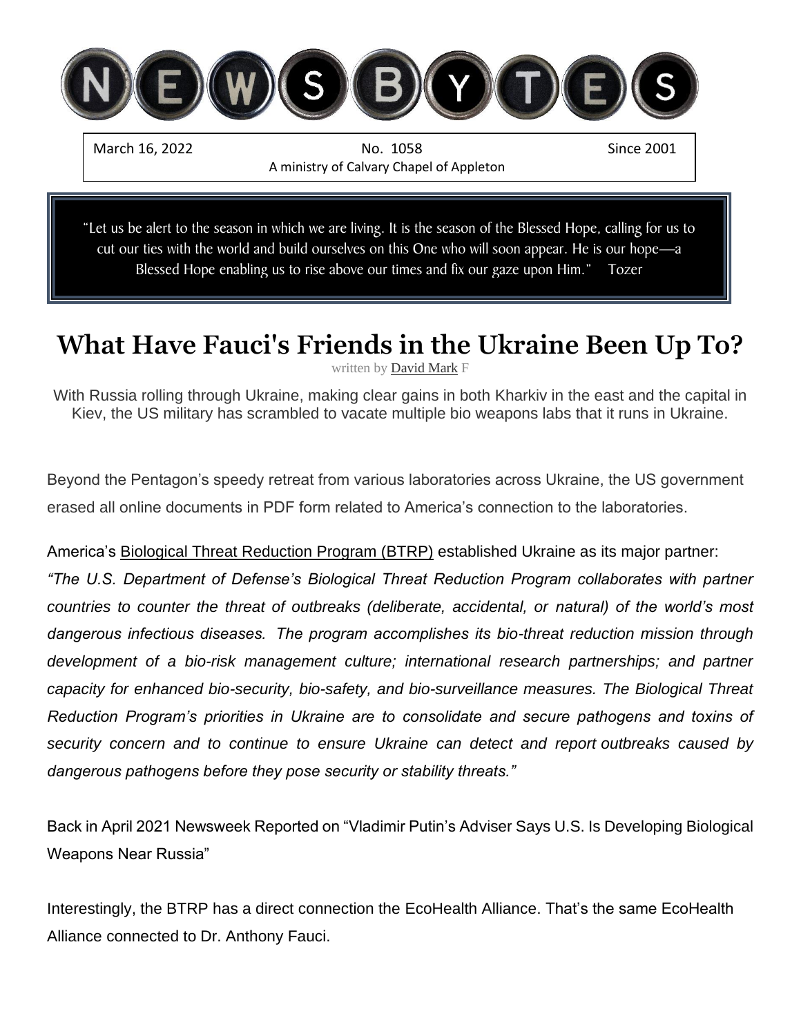# NEWSBYTES

March 16, 2022 | No. 1058 | Since 2001

A ministry of Calvary Chapel of Appleton

> "Let us be alert to the season in which we are living. It is the season of the Blessed Hope, calling for us to cut our ties with the world and build ourselves on this One who will soon appear. He is our hope—a Blessed Hope enabling us to rise above our times and fix our gaze upon Him." Tozer

## What Have Fauci's Friends in the Ukraine Been Up To?

written by David Mark F

With Russia rolling through Ukraine, making clear gains in both Kharkiv in the east and the capital in Kiev, the US military has scrambled to vacate multiple bio weapons labs that it runs in Ukraine.

Beyond the Pentagon's speedy retreat from various laboratories across Ukraine, the US government erased all online documents in PDF form related to America's connection to the laboratories.

America's Biological Threat Reduction Program (BTRP) established Ukraine as its major partner:

*"The U.S. Department of Defense's Biological Threat Reduction Program collaborates with partner countries to counter the threat of outbreaks (deliberate, accidental, or natural) of the world's most dangerous infectious diseases. The program accomplishes its bio-threat reduction mission through development of a bio-risk management culture; international research partnerships; and partner capacity for enhanced bio-security, bio-safety, and bio-surveillance measures. The Biological Threat Reduction Program's priorities in Ukraine are to consolidate and secure pathogens and toxins of security concern and to continue to ensure Ukraine can detect and report outbreaks caused by dangerous pathogens before they pose security or stability threats."*

Back in April 2021 Newsweek Reported on "Vladimir Putin's Adviser Says U.S. Is Developing Biological Weapons Near Russia"

Interestingly, the BTRP has a direct connection the EcoHealth Alliance. That's the same EcoHealth Alliance connected to Dr. Anthony Fauci.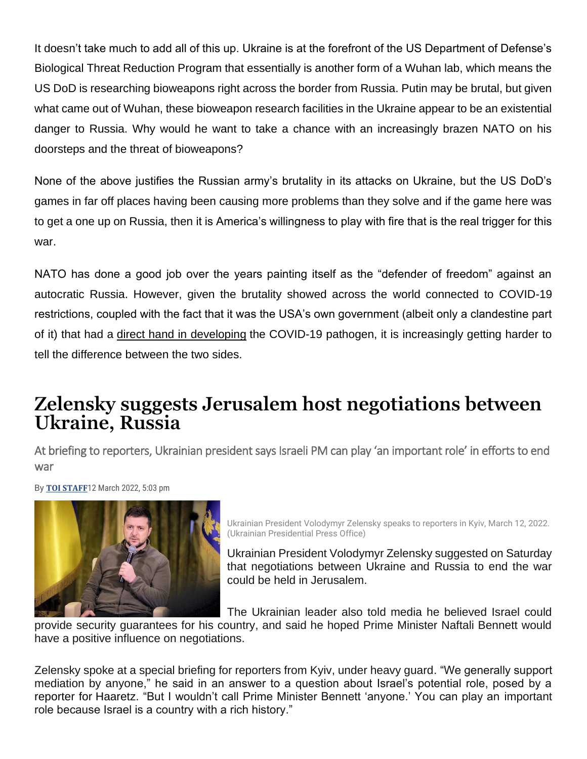It doesn't take much to add all of this up. Ukraine is at the forefront of the US Department of Defense's Biological Threat Reduction Program that essentially is another form of a Wuhan lab, which means the US DoD is researching bioweapons right across the border from Russia. Putin may be brutal, but given what came out of Wuhan, these bioweapon research facilities in the Ukraine appear to be an existential danger to Russia. Why would he want to take a chance with an increasingly brazen NATO on his doorsteps and the threat of bioweapons?

None of the above justifies the Russian army's brutality in its attacks on Ukraine, but the US DoD's games in far off places having been causing more problems than they solve and if the game here was to get a one up on Russia, then it is America's willingness to play with fire that is the real trigger for this war.

NATO has done a good job over the years painting itself as the "defender of freedom" against an autocratic Russia. However, given the brutality showed across the world connected to COVID-19 restrictions, coupled with the fact that it was the USA's own government (albeit only a clandestine part of it) that had a direct hand in developing the COVID-19 pathogen, it is increasingly getting harder to tell the difference between the two sides.

# Zelensky suggests Jerusalem host negotiations between Ukraine, Russia

At briefing to reporters, Ukrainian president says Israeli PM can play 'an important role' in efforts to end war

By **TOI STAFF** 12 March 2022, 5:03 pm

Ukrainian President Volodymyr Zelensky speaks to reporters in Kyiv, March 12, 2022. (Ukrainian Presidential Press Office)

Ukrainian President Volodymyr Zelensky suggested on Saturday that negotiations between Ukraine and Russia to end the war could be held in Jerusalem.

The Ukrainian leader also told media he believed Israel could provide security guarantees for his country, and said he hoped Prime Minister Naftali Bennett would have a positive influence on negotiations.

Zelensky spoke at a special briefing for reporters from Kyiv, under heavy guard. "We generally support mediation by anyone," he said in an answer to a question about Israel's potential role, posed by a reporter for Haaretz. "But I wouldn't call Prime Minister Bennett 'anyone.' You can play an important role because Israel is a country with a rich history."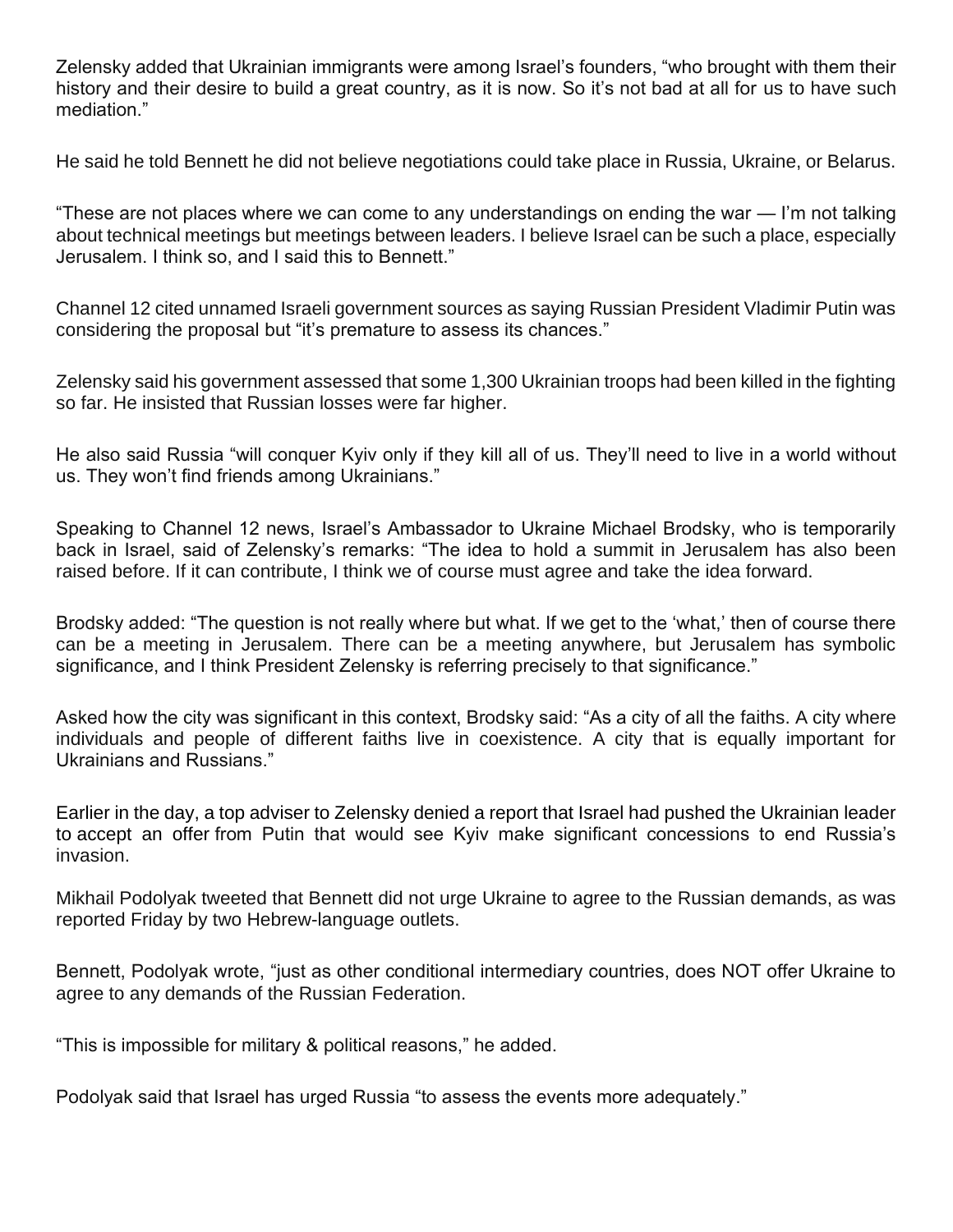Zelensky added that Ukrainian immigrants were among Israel's founders, "who brought with them their history and their desire to build a great country, as it is now. So it's not bad at all for us to have such mediation."

He said he told Bennett he did not believe negotiations could take place in Russia, Ukraine, or Belarus.

"These are not places where we can come to any understandings on ending the war — I'm not talking about technical meetings but meetings between leaders. I believe Israel can be such a place, especially Jerusalem. I think so, and I said this to Bennett."

Channel 12 cited unnamed Israeli government sources as saying Russian President Vladimir Putin was considering the proposal but "it's premature to assess its chances."

Zelensky said his government assessed that some 1,300 Ukrainian troops had been killed in the fighting so far. He insisted that Russian losses were far higher.

He also said Russia "will conquer Kyiv only if they kill all of us. They'll need to live in a world without us. They won't find friends among Ukrainians."

Speaking to Channel 12 news, Israel's Ambassador to Ukraine Michael Brodsky, who is temporarily back in Israel, said of Zelensky's remarks: "The idea to hold a summit in Jerusalem has also been raised before. If it can contribute, I think we of course must agree and take the idea forward.

Brodsky added: "The question is not really where but what. If we get to the 'what,' then of course there can be a meeting in Jerusalem. There can be a meeting anywhere, but Jerusalem has symbolic significance, and I think President Zelensky is referring precisely to that significance."

Asked how the city was significant in this context, Brodsky said: "As a city of all the faiths. A city where individuals and people of different faiths live in coexistence. A city that is equally important for Ukrainians and Russians."

Earlier in the day, a top adviser to Zelensky denied a report that Israel had pushed the Ukrainian leader to accept an offer from Putin that would see Kyiv make significant concessions to end Russia's invasion.

Mikhail Podolyak tweeted that Bennett did not urge Ukraine to agree to the Russian demands, as was reported Friday by two Hebrew-language outlets.

Bennett, Podolyak wrote, "just as other conditional intermediary countries, does NOT offer Ukraine to agree to any demands of the Russian Federation.

"This is impossible for military & political reasons," he added.

Podolyak said that Israel has urged Russia "to assess the events more adequately."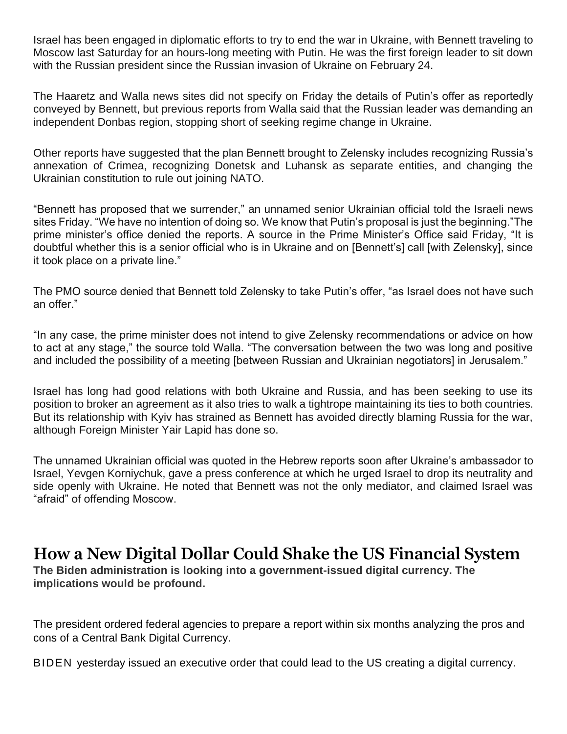Israel has been engaged in diplomatic efforts to try to end the war in Ukraine, with Bennett traveling to Moscow last Saturday for an hours-long meeting with Putin. He was the first foreign leader to sit down with the Russian president since the Russian invasion of Ukraine on February 24.

The Haaretz and Walla news sites did not specify on Friday the details of Putin's offer as reportedly conveyed by Bennett, but previous reports from Walla said that the Russian leader was demanding an independent Donbas region, stopping short of seeking regime change in Ukraine.

Other reports have suggested that the plan Bennett brought to Zelensky includes recognizing Russia's annexation of Crimea, recognizing Donetsk and Luhansk as separate entities, and changing the Ukrainian constitution to rule out joining NATO.

"Bennett has proposed that we surrender," an unnamed senior Ukrainian official told the Israeli news sites Friday. "We have no intention of doing so. We know that Putin's proposal is just the beginning."The prime minister's office denied the reports. A source in the Prime Minister's Office said Friday, "It is doubtful whether this is a senior official who is in Ukraine and on [Bennett's] call [with Zelensky], since it took place on a private line."

The PMO source denied that Bennett told Zelensky to take Putin's offer, "as Israel does not have such an offer."

"In any case, the prime minister does not intend to give Zelensky recommendations or advice on how to act at any stage," the source told Walla. "The conversation between the two was long and positive and included the possibility of a meeting [between Russian and Ukrainian negotiators] in Jerusalem."

Israel has long had good relations with both Ukraine and Russia, and has been seeking to use its position to broker an agreement as it also tries to walk a tightrope maintaining its ties to both countries. But its relationship with Kyiv has strained as Bennett has avoided directly blaming Russia for the war, although Foreign Minister Yair Lapid has done so.

The unnamed Ukrainian official was quoted in the Hebrew reports soon after Ukraine's ambassador to Israel, Yevgen Korniychuk, gave a press conference at which he urged Israel to drop its neutrality and side openly with Ukraine. He noted that Bennett was not the only mediator, and claimed Israel was "afraid" of offending Moscow.

## How a New Digital Dollar Could Shake the US Financial System

**The Biden administration is looking into a government-issued digital currency. The implications would be profound.**

The president ordered federal agencies to prepare a report within six months analyzing the pros and cons of a Central Bank Digital Currency.

BIDEN yesterday issued an executive order that could lead to the US creating a digital currency.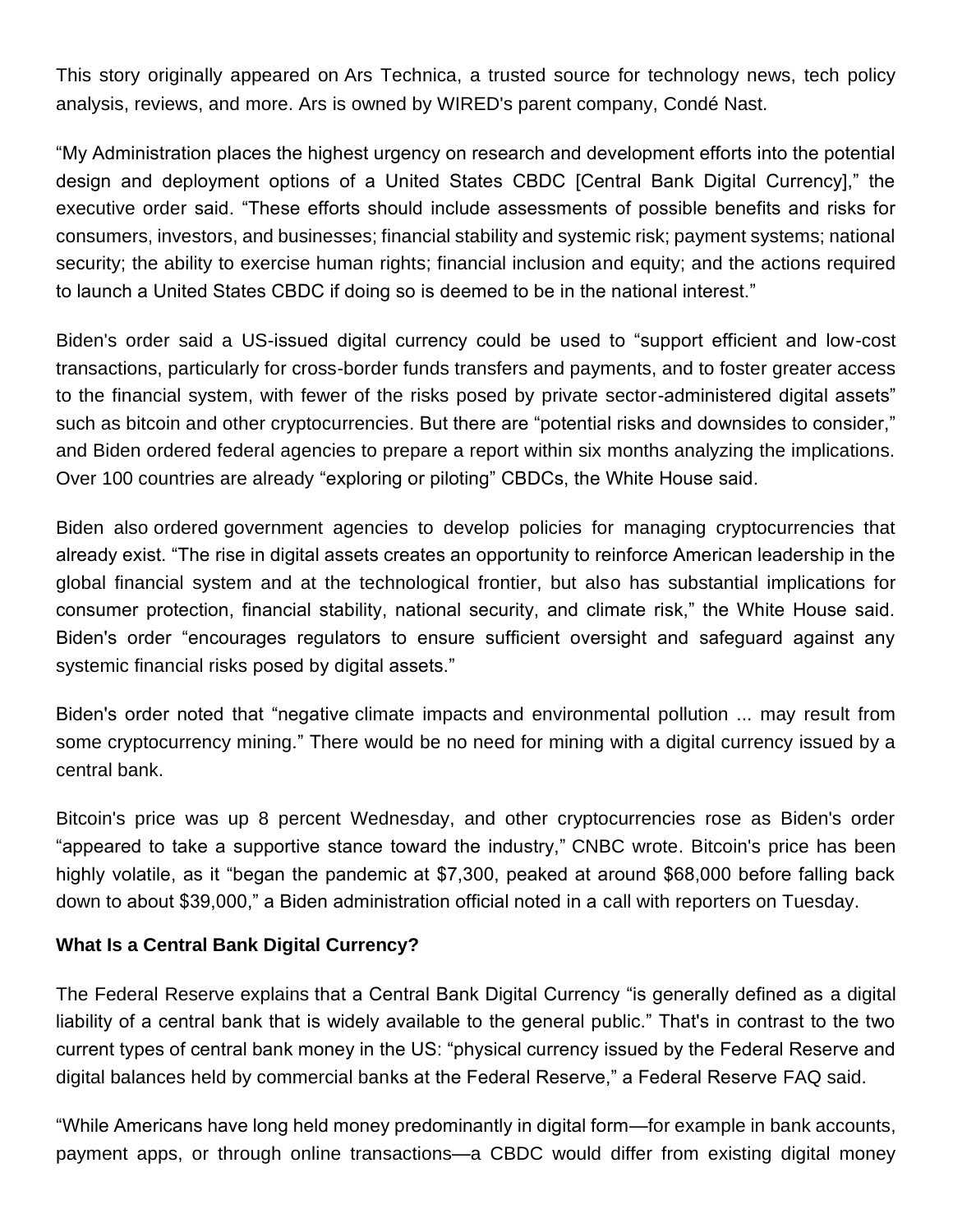This story originally appeared on Ars Technica, a trusted source for technology news, tech policy analysis, reviews, and more. Ars is owned by WIRED's parent company, Condé Nast.

“My Administration places the highest urgency on research and development efforts into the potential design and deployment options of a United States CBDC [Central Bank Digital Currency],” the executive order said. “These efforts should include assessments of possible benefits and risks for consumers, investors, and businesses; financial stability and systemic risk; payment systems; national security; the ability to exercise human rights; financial inclusion and equity; and the actions required to launch a United States CBDC if doing so is deemed to be in the national interest.”

Biden's order said a US-issued digital currency could be used to “support efficient and low-cost transactions, particularly for cross-border funds transfers and payments, and to foster greater access to the financial system, with fewer of the risks posed by private sector-administered digital assets” such as bitcoin and other cryptocurrencies. But there are “potential risks and downsides to consider,” and Biden ordered federal agencies to prepare a report within six months analyzing the implications. Over 100 countries are already “exploring or piloting” CBDCs, the White House said.

Biden also ordered government agencies to develop policies for managing cryptocurrencies that already exist. “The rise in digital assets creates an opportunity to reinforce American leadership in the global financial system and at the technological frontier, but also has substantial implications for consumer protection, financial stability, national security, and climate risk,” the White House said. Biden's order “encourages regulators to ensure sufficient oversight and safeguard against any systemic financial risks posed by digital assets.”

Biden's order noted that “negative climate impacts and environmental pollution ... may result from some cryptocurrency mining.” There would be no need for mining with a digital currency issued by a central bank.

Bitcoin's price was up 8 percent Wednesday, and other cryptocurrencies rose as Biden's order “appeared to take a supportive stance toward the industry,” CNBC wrote. Bitcoin's price has been highly volatile, as it “began the pandemic at $7,300, peaked at around $68,000 before falling back down to about $39,000,” a Biden administration official noted in a call with reporters on Tuesday.

**What Is a Central Bank Digital Currency?**

The Federal Reserve explains that a Central Bank Digital Currency “is generally defined as a digital liability of a central bank that is widely available to the general public.” That's in contrast to the two current types of central bank money in the US: “physical currency issued by the Federal Reserve and digital balances held by commercial banks at the Federal Reserve,” a Federal Reserve FAQ said.

“While Americans have long held money predominantly in digital form—for example in bank accounts, payment apps, or through online transactions—a CBDC would differ from existing digital money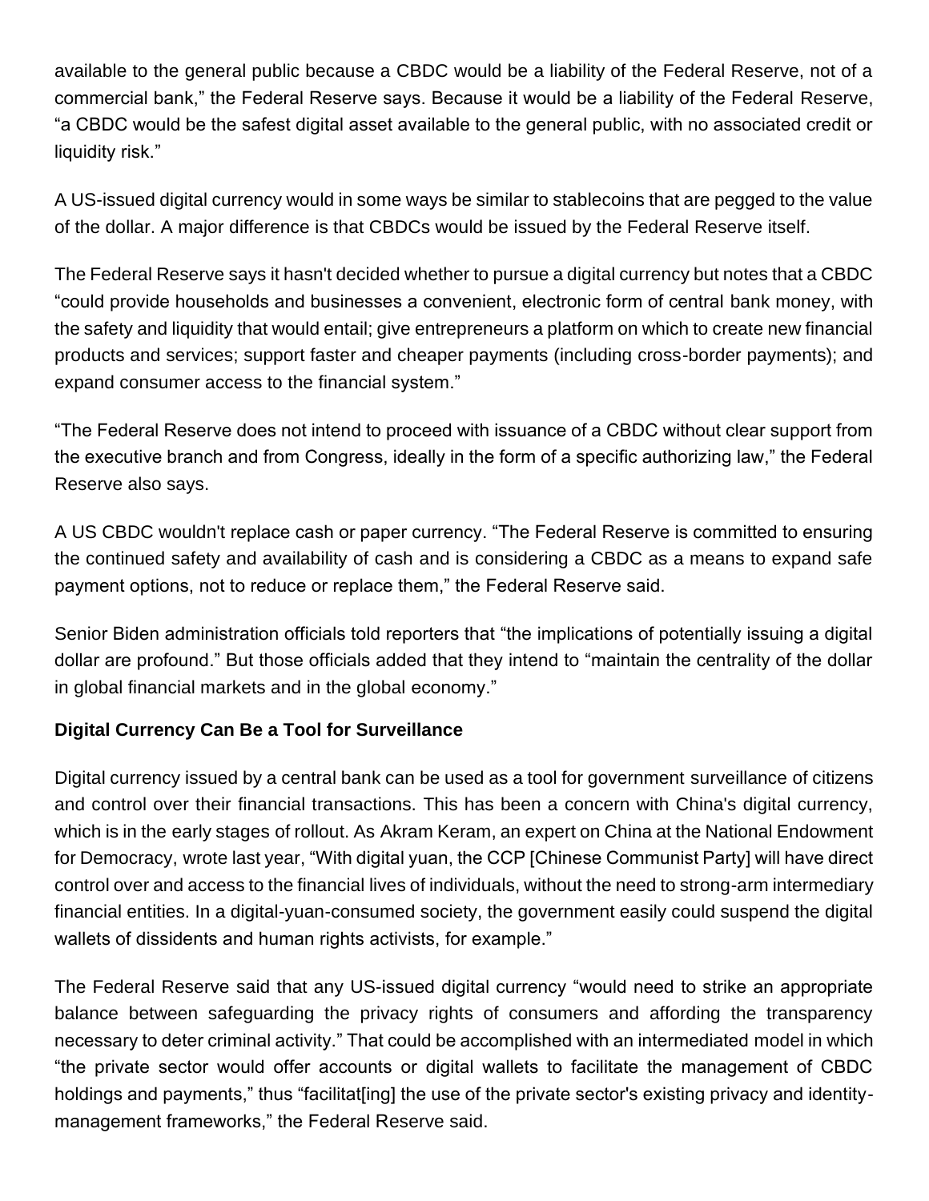available to the general public because a CBDC would be a liability of the Federal Reserve, not of a commercial bank," the Federal Reserve says. Because it would be a liability of the Federal Reserve, "a CBDC would be the safest digital asset available to the general public, with no associated credit or liquidity risk."

A US-issued digital currency would in some ways be similar to stablecoins that are pegged to the value of the dollar. A major difference is that CBDCs would be issued by the Federal Reserve itself.

The Federal Reserve says it hasn't decided whether to pursue a digital currency but notes that a CBDC "could provide households and businesses a convenient, electronic form of central bank money, with the safety and liquidity that would entail; give entrepreneurs a platform on which to create new financial products and services; support faster and cheaper payments (including cross-border payments); and expand consumer access to the financial system."

"The Federal Reserve does not intend to proceed with issuance of a CBDC without clear support from the executive branch and from Congress, ideally in the form of a specific authorizing law," the Federal Reserve also says.

A US CBDC wouldn't replace cash or paper currency. "The Federal Reserve is committed to ensuring the continued safety and availability of cash and is considering a CBDC as a means to expand safe payment options, not to reduce or replace them," the Federal Reserve said.

Senior Biden administration officials told reporters that "the implications of potentially issuing a digital dollar are profound." But those officials added that they intend to "maintain the centrality of the dollar in global financial markets and in the global economy."

**Digital Currency Can Be a Tool for Surveillance**

Digital currency issued by a central bank can be used as a tool for government surveillance of citizens and control over their financial transactions. This has been a concern with China's digital currency, which is in the early stages of rollout. As Akram Keram, an expert on China at the National Endowment for Democracy, wrote last year, "With digital yuan, the CCP [Chinese Communist Party] will have direct control over and access to the financial lives of individuals, without the need to strong-arm intermediary financial entities. In a digital-yuan-consumed society, the government easily could suspend the digital wallets of dissidents and human rights activists, for example."

The Federal Reserve said that any US-issued digital currency "would need to strike an appropriate balance between safeguarding the privacy rights of consumers and affording the transparency necessary to deter criminal activity." That could be accomplished with an intermediated model in which "the private sector would offer accounts or digital wallets to facilitate the management of CBDC holdings and payments," thus "facilitat[ing] the use of the private sector's existing privacy and identity-management frameworks," the Federal Reserve said.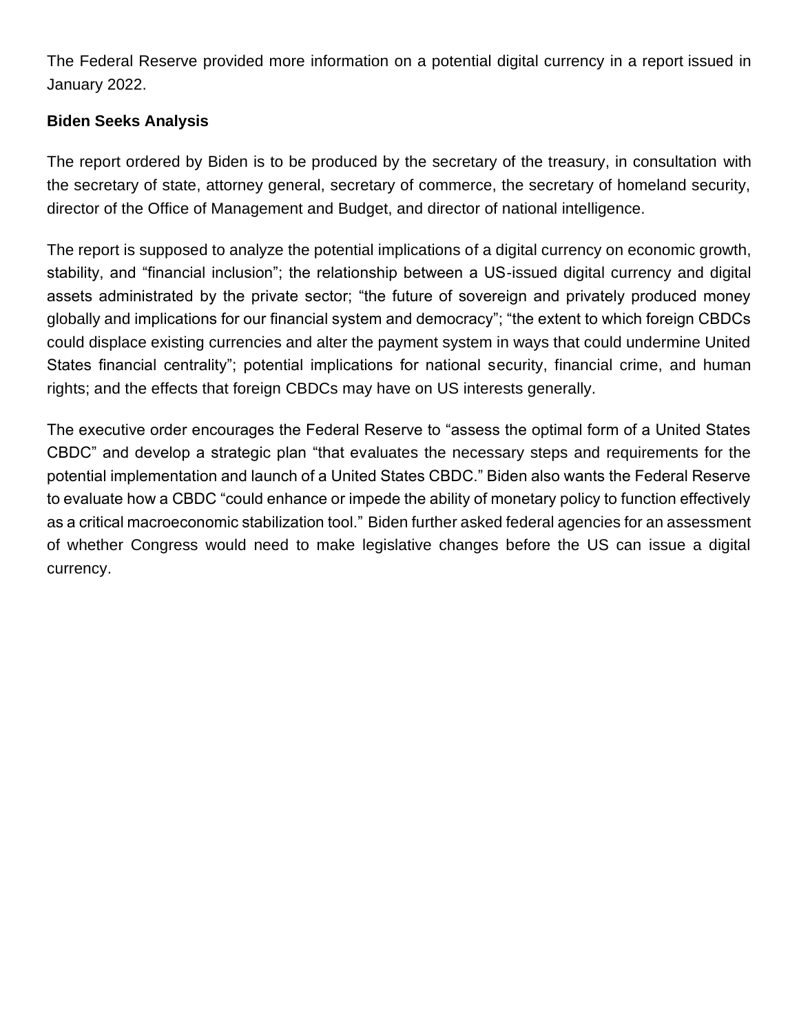The Federal Reserve provided more information on a potential digital currency in a report issued in January 2022.

**Biden Seeks Analysis**

The report ordered by Biden is to be produced by the secretary of the treasury, in consultation with the secretary of state, attorney general, secretary of commerce, the secretary of homeland security, director of the Office of Management and Budget, and director of national intelligence.

The report is supposed to analyze the potential implications of a digital currency on economic growth, stability, and "financial inclusion"; the relationship between a US-issued digital currency and digital assets administrated by the private sector; "the future of sovereign and privately produced money globally and implications for our financial system and democracy"; "the extent to which foreign CBDCs could displace existing currencies and alter the payment system in ways that could undermine United States financial centrality"; potential implications for national security, financial crime, and human rights; and the effects that foreign CBDCs may have on US interests generally.

The executive order encourages the Federal Reserve to "assess the optimal form of a United States CBDC" and develop a strategic plan "that evaluates the necessary steps and requirements for the potential implementation and launch of a United States CBDC." Biden also wants the Federal Reserve to evaluate how a CBDC "could enhance or impede the ability of monetary policy to function effectively as a critical macroeconomic stabilization tool." Biden further asked federal agencies for an assessment of whether Congress would need to make legislative changes before the US can issue a digital currency.